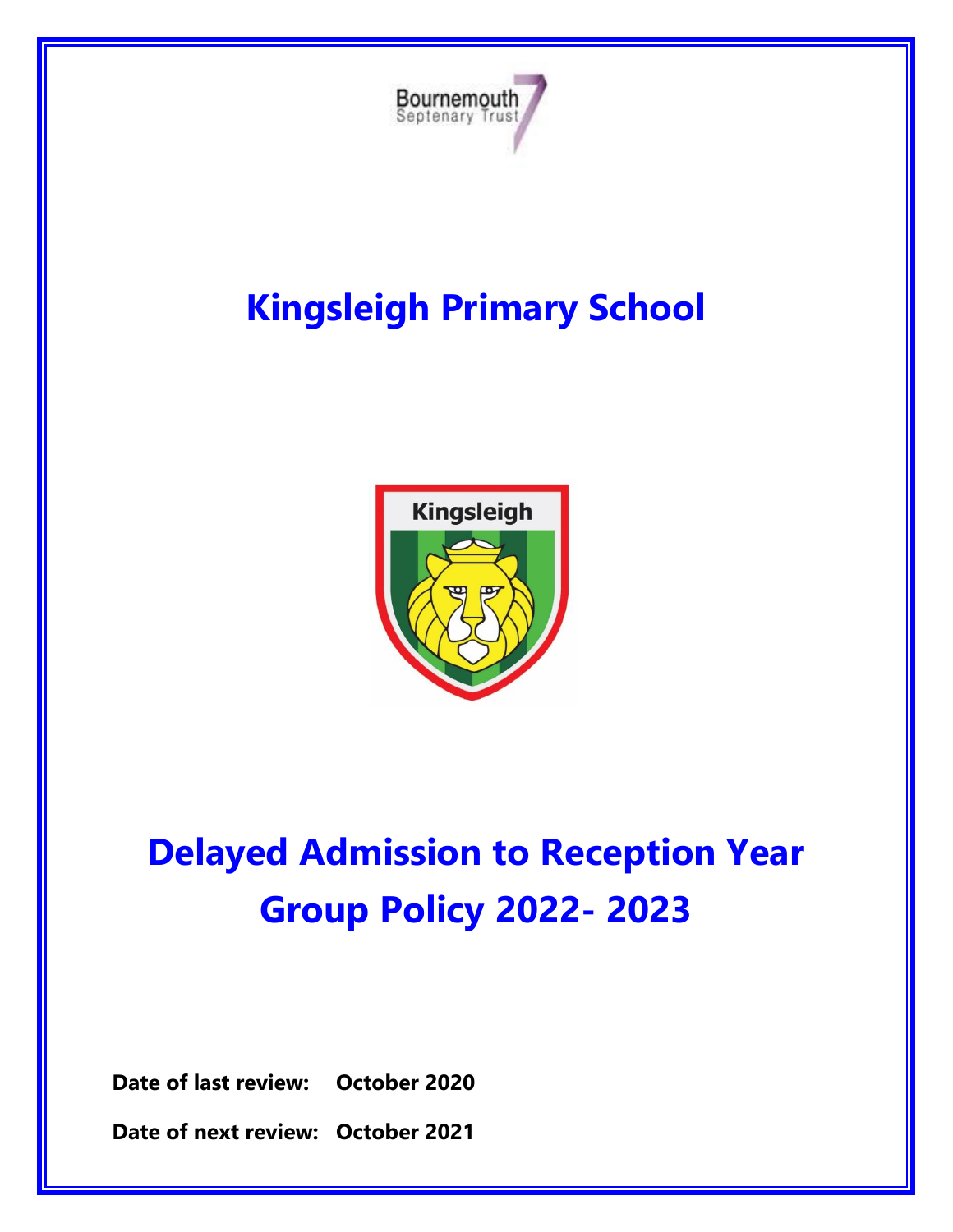Bournemouth
Septenary Trust

# Kingsleigh Primary School

# Delayed Admission to Reception Year Group Policy 2022- 2023

**Date of last review:** **October 2020**

**Date of next review:** **October 2021**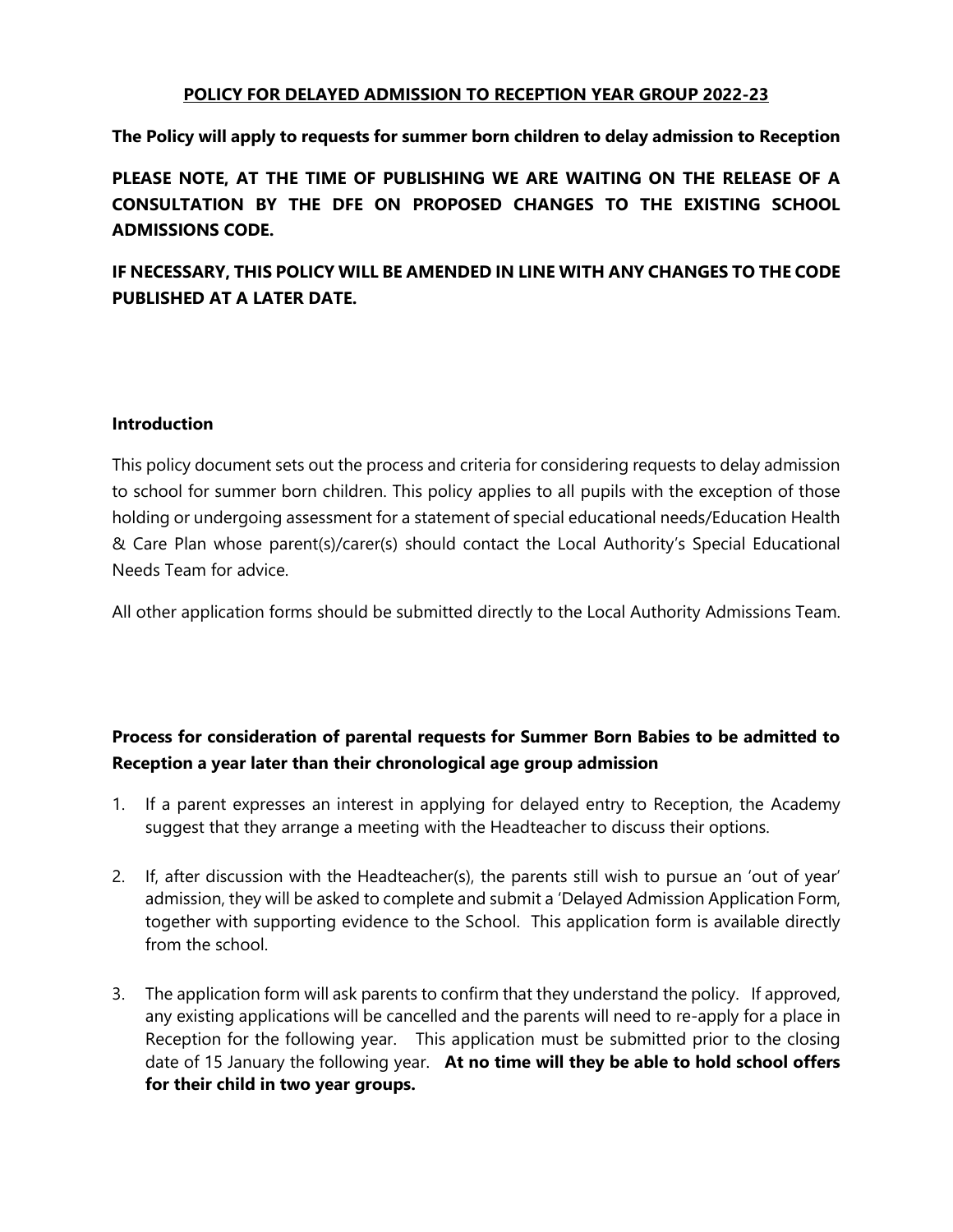# POLICY FOR DELAYED ADMISSION TO RECEPTION YEAR GROUP 2022-23

**The Policy will apply to requests for summer born children to delay admission to Reception**

**PLEASE NOTE, AT THE TIME OF PUBLISHING WE ARE WAITING ON THE RELEASE OF A CONSULTATION BY THE DFE ON PROPOSED CHANGES TO THE EXISTING SCHOOL ADMISSIONS CODE.**

**IF NECESSARY, THIS POLICY WILL BE AMENDED IN LINE WITH ANY CHANGES TO THE CODE PUBLISHED AT A LATER DATE.**

## Introduction

This policy document sets out the process and criteria for considering requests to delay admission to school for summer born children. This policy applies to all pupils with the exception of those holding or undergoing assessment for a statement of special educational needs/Education Health & Care Plan whose parent(s)/carer(s) should contact the Local Authority's Special Educational Needs Team for advice.

All other application forms should be submitted directly to the Local Authority Admissions Team.

## Process for consideration of parental requests for Summer Born Babies to be admitted to Reception a year later than their chronological age group admission

1. If a parent expresses an interest in applying for delayed entry to Reception, the Academy suggest that they arrange a meeting with the Headteacher to discuss their options.

2. If, after discussion with the Headteacher(s), the parents still wish to pursue an 'out of year' admission, they will be asked to complete and submit a 'Delayed Admission Application Form, together with supporting evidence to the School. This application form is available directly from the school.

3. The application form will ask parents to confirm that they understand the policy. If approved, any existing applications will be cancelled and the parents will need to re-apply for a place in Reception for the following year. This application must be submitted prior to the closing date of 15 January the following year. **At no time will they be able to hold school offers for their child in two year groups.**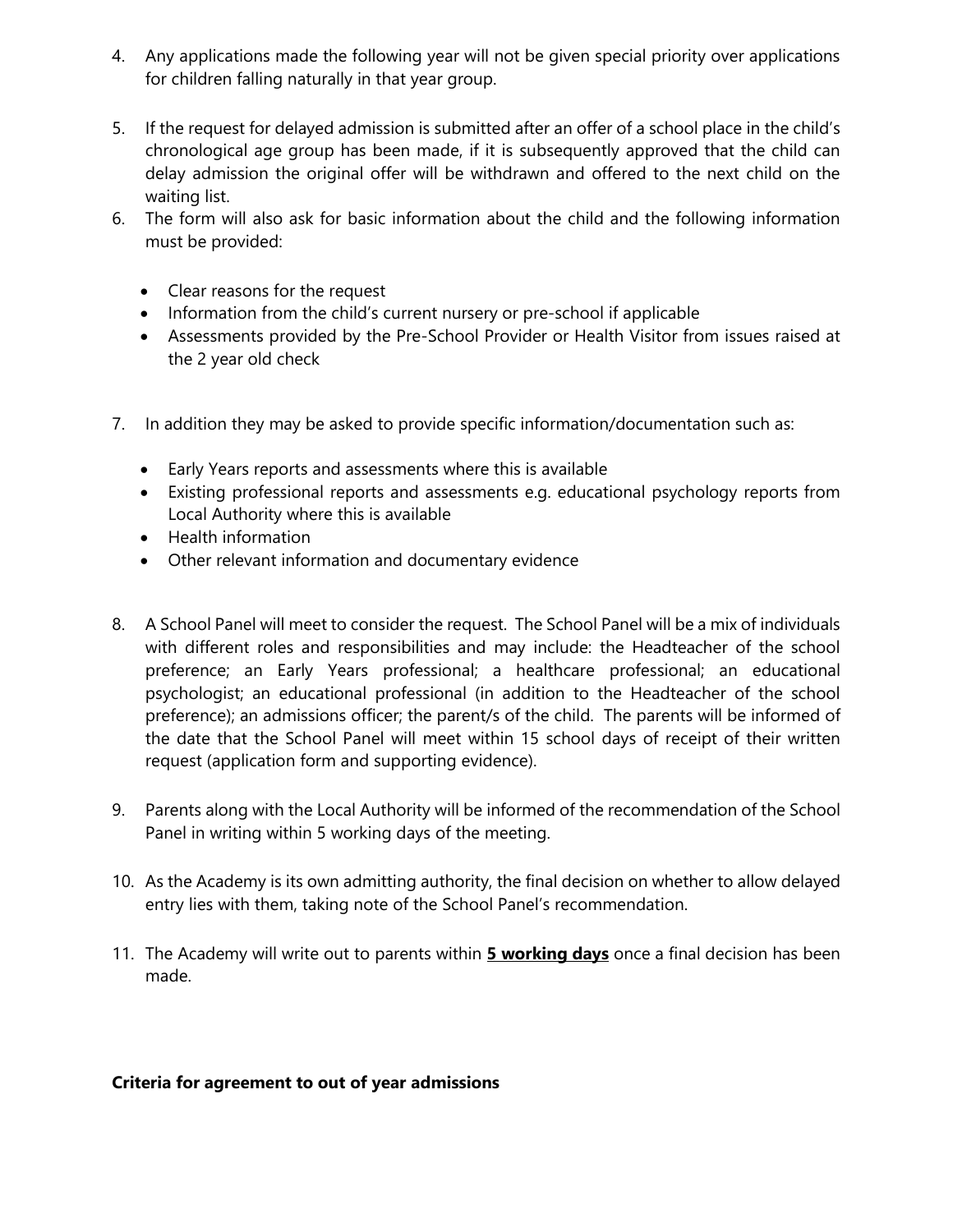4. Any applications made the following year will not be given special priority over applications for children falling naturally in that year group.

5. If the request for delayed admission is submitted after an offer of a school place in the child's chronological age group has been made, if it is subsequently approved that the child can delay admission the original offer will be withdrawn and offered to the next child on the waiting list.

6. The form will also ask for basic information about the child and the following information must be provided:

   - Clear reasons for the request
   - Information from the child's current nursery or pre-school if applicable
   - Assessments provided by the Pre-School Provider or Health Visitor from issues raised at the 2 year old check

7. In addition they may be asked to provide specific information/documentation such as:

   - Early Years reports and assessments where this is available
   - Existing professional reports and assessments e.g. educational psychology reports from Local Authority where this is available
   - Health information
   - Other relevant information and documentary evidence

8. A School Panel will meet to consider the request. The School Panel will be a mix of individuals with different roles and responsibilities and may include: the Headteacher of the school preference; an Early Years professional; a healthcare professional; an educational psychologist; an educational professional (in addition to the Headteacher of the school preference); an admissions officer; the parent/s of the child. The parents will be informed of the date that the School Panel will meet within 15 school days of receipt of their written request (application form and supporting evidence).

9. Parents along with the Local Authority will be informed of the recommendation of the School Panel in writing within 5 working days of the meeting.

10. As the Academy is its own admitting authority, the final decision on whether to allow delayed entry lies with them, taking note of the School Panel's recommendation.

11. The Academy will write out to parents within **5 working days** once a final decision has been made.

**Criteria for agreement to out of year admissions**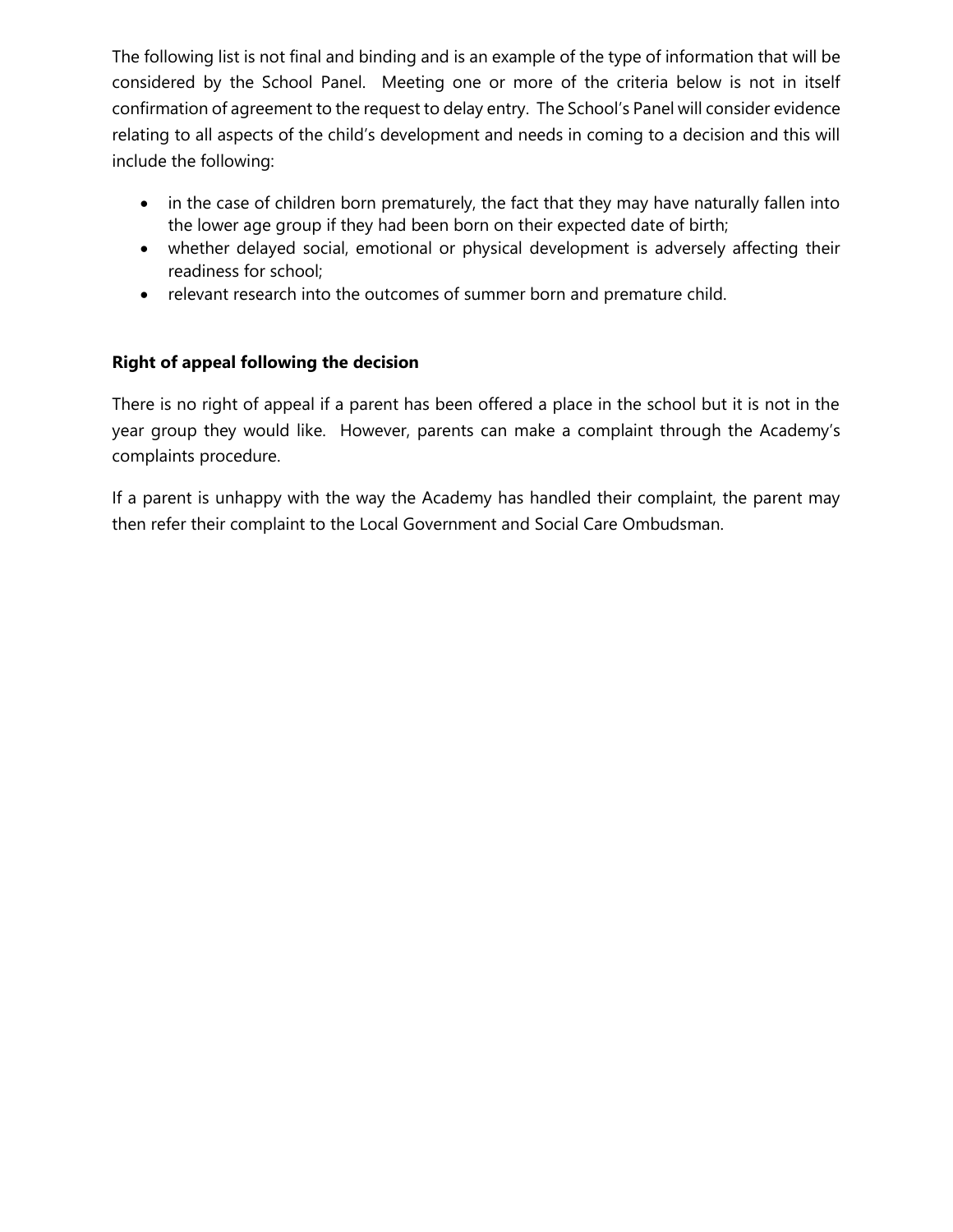The following list is not final and binding and is an example of the type of information that will be considered by the School Panel. Meeting one or more of the criteria below is not in itself confirmation of agreement to the request to delay entry. The School's Panel will consider evidence relating to all aspects of the child's development and needs in coming to a decision and this will include the following:

- in the case of children born prematurely, the fact that they may have naturally fallen into the lower age group if they had been born on their expected date of birth;
- whether delayed social, emotional or physical development is adversely affecting their readiness for school;
- relevant research into the outcomes of summer born and premature child.

**Right of appeal following the decision**

There is no right of appeal if a parent has been offered a place in the school but it is not in the year group they would like. However, parents can make a complaint through the Academy's complaints procedure.

If a parent is unhappy with the way the Academy has handled their complaint, the parent may then refer their complaint to the Local Government and Social Care Ombudsman.